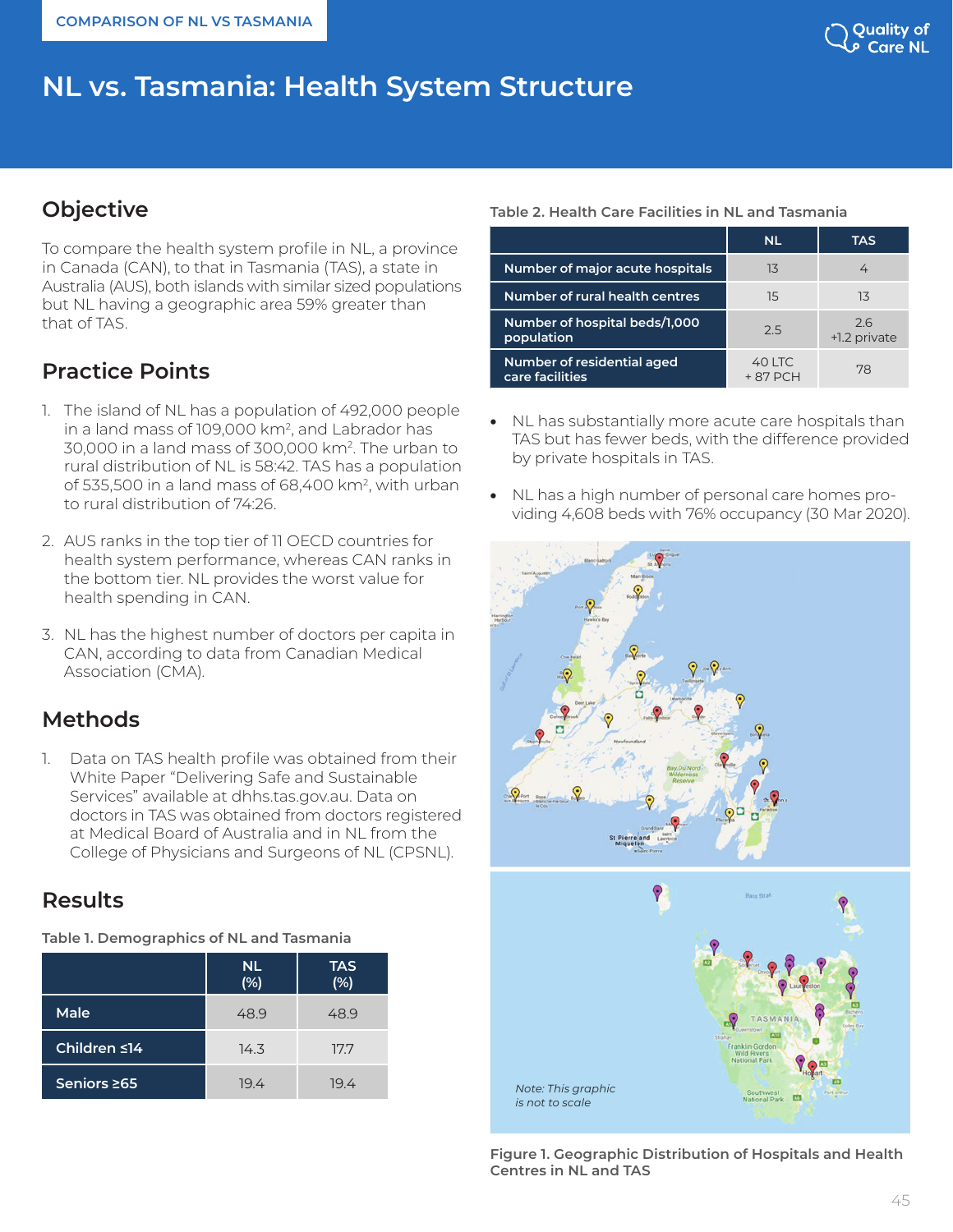COMPARISON OF NL VS TASMANIA

# NL vs. Tasmania: Health System Structure

## Objective

To compare the health system profile in NL, a province in Canada (CAN), to that in Tasmania (TAS), a state in Australia (AUS), both islands with similar sized populations but NL having a geographic area 59% greater than that of TAS.

## Practice Points

1. The island of NL has a population of 492,000 people in a land mass of 109,000 km$^2$, and Labrador has 30,000 in a land mass of 300,000 km$^2$. The urban to rural distribution of NL is 58:42. TAS has a population of 535,500 in a land mass of 68,400 km$^2$, with urban to rural distribution of 74:26.
2. AUS ranks in the top tier of 11 OECD countries for health system performance, whereas CAN ranks in the bottom tier. NL provides the worst value for health spending in CAN.
3. NL has the highest number of doctors per capita in CAN, according to data from Canadian Medical Association (CMA).

## Methods

1. Data on TAS health profile was obtained from their White Paper "Delivering Safe and Sustainable Services" available at dhhs.tas.gov.au. Data on doctors in TAS was obtained from doctors registered at Medical Board of Australia and in NL from the College of Physicians and Surgeons of NL (CPSNL).

## Results

**Table 1. Demographics of NL and Tasmania**

| | NL (%) | TAS (%) |
|---|---|---|
| Male | 48.9 | 48.9 |
| Children ≤14 | 14.3 | 17.7 |
| Seniors ≥65 | 19.4 | 19.4 |

**Table 2. Health Care Facilities in NL and Tasmania**

| | NL | TAS |
|---|---|---|
| Number of major acute hospitals | 13 | 4 |
| Number of rural health centres | 15 | 13 |
| Number of hospital beds/1,000 population | 2.5 | 2.6 +1.2 private |
| Number of residential aged care facilities | 40 LTC + 87 PCH | 78 |

- NL has substantially more acute care hospitals than TAS but has fewer beds, with the difference provided by private hospitals in TAS.
- NL has a high number of personal care homes providing 4,608 beds with 76% occupancy (30 Mar 2020).

*Note: This graphic is not to scale*

**Figure 1. Geographic Distribution of Hospitals and Health Centres in NL and TAS**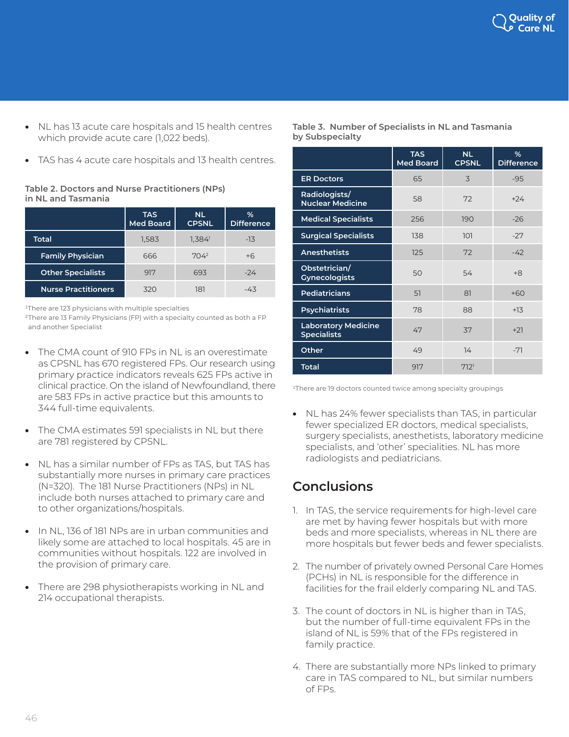- NL has 13 acute care hospitals and 15 health centres which provide acute care (1,022 beds).
- TAS has 4 acute care hospitals and 13 health centres.

**Table 2. Doctors and Nurse Practitioners (NPs) in NL and Tasmania**

| | TAS Med Board | NL CPSNL | % Difference |
|---|---|---|---|
| Total | 1,583 | 1,384[1] | -13 |
| Family Physician | 666 | 704[2] | +6 |
| Other Specialists | 917 | 693 | -24 |
| Nurse Practitioners | 320 | 181 | -43 |

[1]There are 123 physicians with multiple specialties
[2]There are 13 Family Physicians (FP) with a specialty counted as both a FP and another Specialist

- The CMA count of 910 FPs in NL is an overestimate as CPSNL has 670 registered FPs. Our research using primary practice indicators reveals 625 FPs active in clinical practice. On the island of Newfoundland, there are 583 FPs in active practice but this amounts to 344 full-time equivalents.
- The CMA estimates 591 specialists in NL but there are 781 registered by CPSNL.
- NL has a similar number of FPs as TAS, but TAS has substantially more nurses in primary care practices (N=320). The 181 Nurse Practitioners (NPs) in NL include both nurses attached to primary care and to other organizations/hospitals.
- In NL, 136 of 181 NPs are in urban communities and likely some are attached to local hospitals. 45 are in communities without hospitals. 122 are involved in the provision of primary care.
- There are 298 physiotherapists working in NL and 214 occupational therapists.

**Table 3. Number of Specialists in NL and Tasmania by Subspecialty**

| | TAS Med Board | NL CPSNL | % Difference |
|---|---|---|---|
| ER Doctors | 65 | 3 | -95 |
| Radiologists/ Nuclear Medicine | 58 | 72 | +24 |
| Medical Specialists | 256 | 190 | -26 |
| Surgical Specialists | 138 | 101 | -27 |
| Anesthetists | 125 | 72 | -42 |
| Obstetrician/ Gynecologists | 50 | 54 | +8 |
| Pediatricians | 51 | 81 | +60 |
| Psychiatrists | 78 | 88 | +13 |
| Laboratory Medicine Specialists | 47 | 37 | +21 |
| Other | 49 | 14 | -71 |
| Total | 917 | 712[1] | |

[1]There are 19 doctors counted twice among specialty groupings

- NL has 24% fewer specialists than TAS, in particular fewer specialized ER doctors, medical specialists, surgery specialists, anesthetists, laboratory medicine specialists, and 'other' specialities. NL has more radiologists and pediatricians.

## Conclusions

1. In TAS, the service requirements for high-level care are met by having fewer hospitals but with more beds and more specialists, whereas in NL there are more hospitals but fewer beds and fewer specialists.
2. The number of privately owned Personal Care Homes (PCHs) in NL is responsible for the difference in facilities for the frail elderly comparing NL and TAS.
3. The count of doctors in NL is higher than in TAS, but the number of full-time equivalent FPs in the island of NL is 59% that of the FPs registered in family practice.
4. There are substantially more NPs linked to primary care in TAS compared to NL, but similar numbers of FPs.